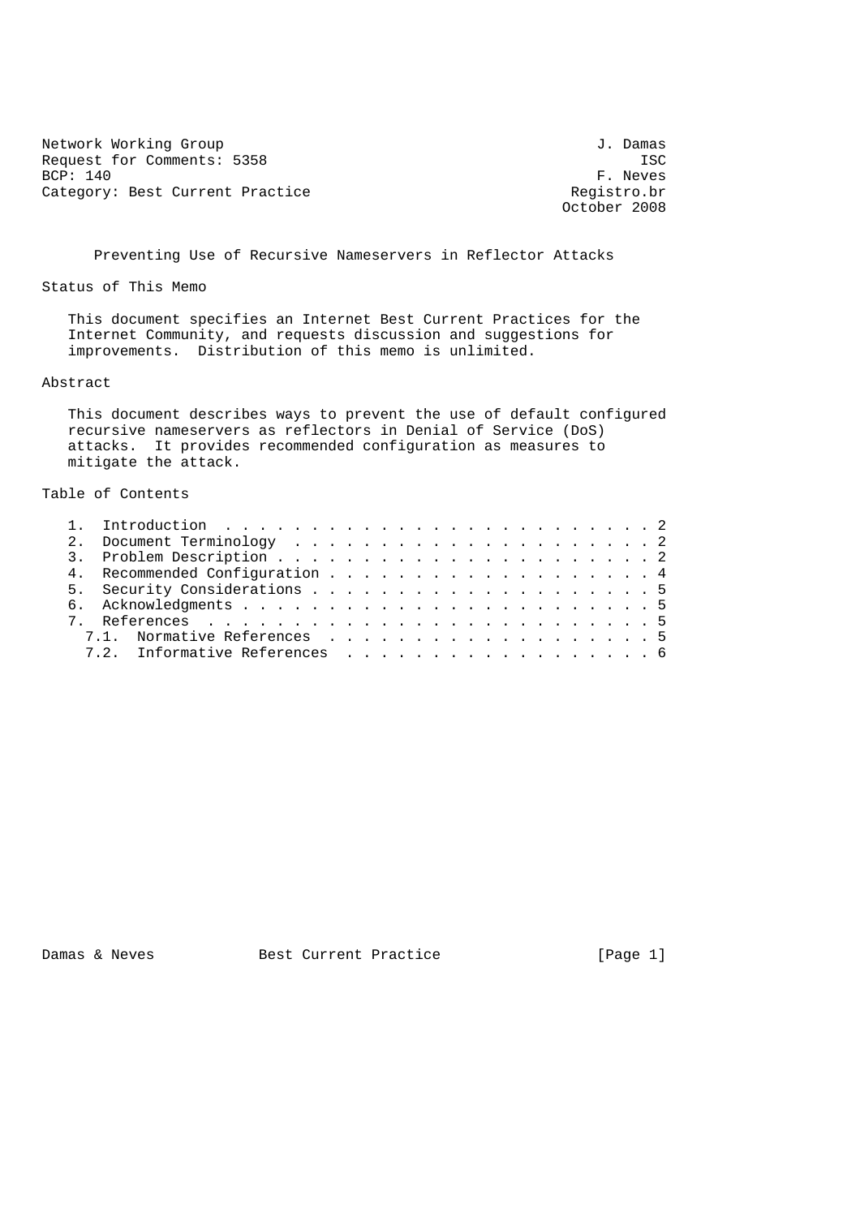Network Working Group J. Damas
Request for Comments: 5358 ISC
BCP: 140 F. Neves
Category: Best Current Practice Registro.br
October 2008

# Preventing Use of Recursive Nameservers in Reflector Attacks

## Status of This Memo

This document specifies an Internet Best Current Practices for the Internet Community, and requests discussion and suggestions for improvements. Distribution of this memo is unlimited.

## Abstract

This document describes ways to prevent the use of default configured recursive nameservers as reflectors in Denial of Service (DoS) attacks. It provides recommended configuration as measures to mitigate the attack.

## Table of Contents

1. Introduction . . . . . . . . . . . . . . . . . . . . . . . . . 2
2. Document Terminology . . . . . . . . . . . . . . . . . . . . . 2
3. Problem Description . . . . . . . . . . . . . . . . . . . . . . 2
4. Recommended Configuration . . . . . . . . . . . . . . . . . . . 4
5. Security Considerations . . . . . . . . . . . . . . . . . . . . 5
6. Acknowledgments . . . . . . . . . . . . . . . . . . . . . . . . 5
7. References . . . . . . . . . . . . . . . . . . . . . . . . . . 5
   7.1. Normative References . . . . . . . . . . . . . . . . . . . 5
   7.2. Informative References . . . . . . . . . . . . . . . . . . 6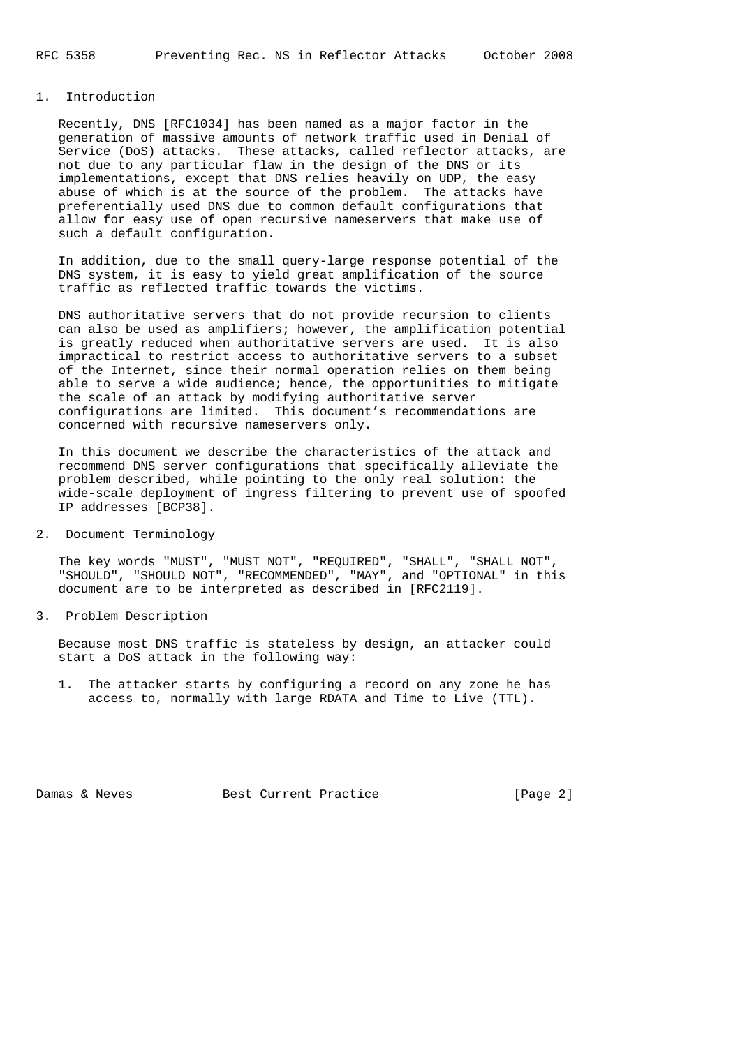## 1. Introduction

Recently, DNS [RFC1034] has been named as a major factor in the generation of massive amounts of network traffic used in Denial of Service (DoS) attacks. These attacks, called reflector attacks, are not due to any particular flaw in the design of the DNS or its implementations, except that DNS relies heavily on UDP, the easy abuse of which is at the source of the problem. The attacks have preferentially used DNS due to common default configurations that allow for easy use of open recursive nameservers that make use of such a default configuration.

In addition, due to the small query-large response potential of the DNS system, it is easy to yield great amplification of the source traffic as reflected traffic towards the victims.

DNS authoritative servers that do not provide recursion to clients can also be used as amplifiers; however, the amplification potential is greatly reduced when authoritative servers are used. It is also impractical to restrict access to authoritative servers to a subset of the Internet, since their normal operation relies on them being able to serve a wide audience; hence, the opportunities to mitigate the scale of an attack by modifying authoritative server configurations are limited. This document's recommendations are concerned with recursive nameservers only.

In this document we describe the characteristics of the attack and recommend DNS server configurations that specifically alleviate the problem described, while pointing to the only real solution: the wide-scale deployment of ingress filtering to prevent use of spoofed IP addresses [BCP38].

## 2. Document Terminology

The key words "MUST", "MUST NOT", "REQUIRED", "SHALL", "SHALL NOT", "SHOULD", "SHOULD NOT", "RECOMMENDED", "MAY", and "OPTIONAL" in this document are to be interpreted as described in [RFC2119].

## 3. Problem Description

Because most DNS traffic is stateless by design, an attacker could start a DoS attack in the following way:

1. The attacker starts by configuring a record on any zone he has access to, normally with large RDATA and Time to Live (TTL).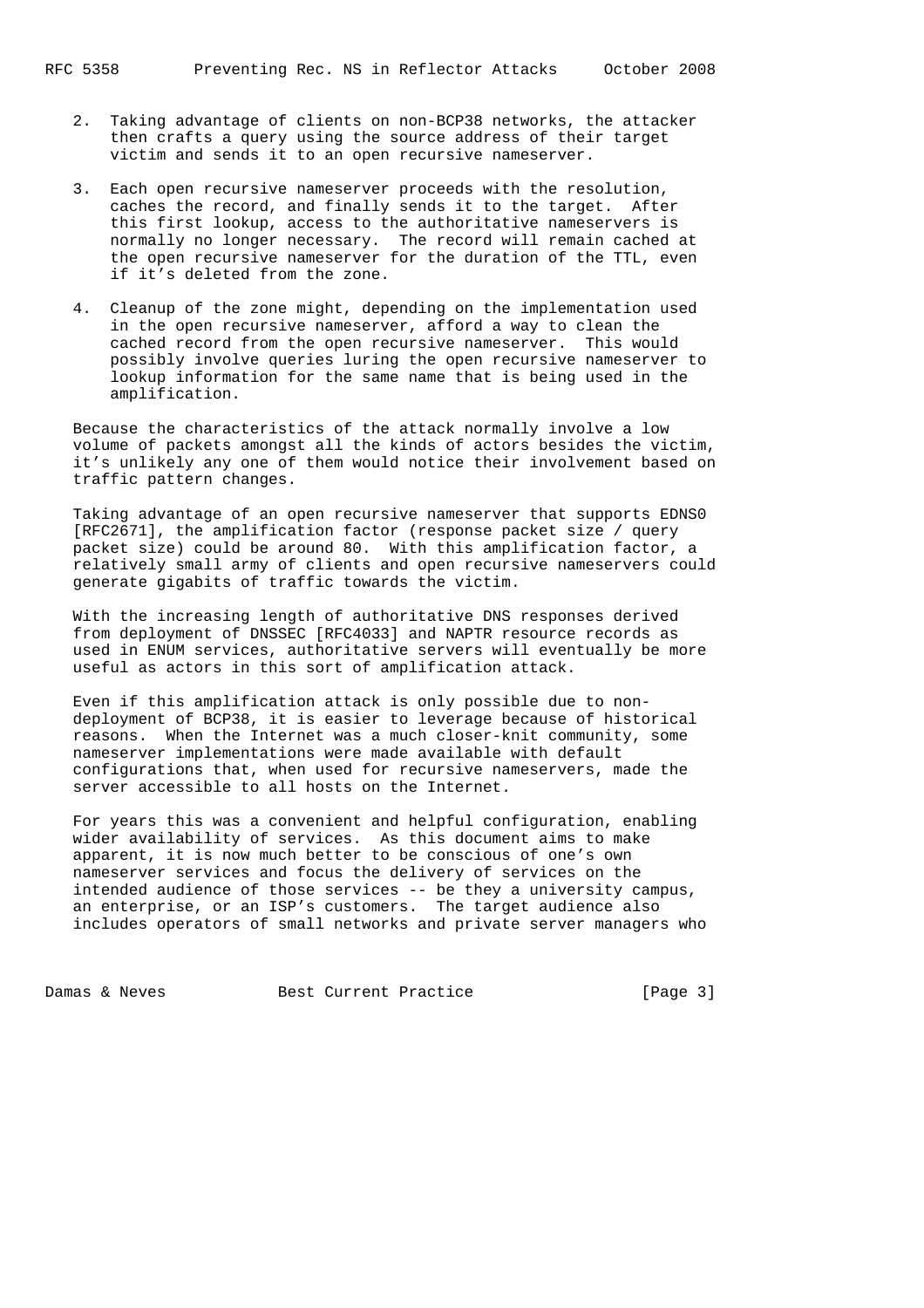2. Taking advantage of clients on non-BCP38 networks, the attacker then crafts a query using the source address of their target victim and sends it to an open recursive nameserver.

3. Each open recursive nameserver proceeds with the resolution, caches the record, and finally sends it to the target. After this first lookup, access to the authoritative nameservers is normally no longer necessary. The record will remain cached at the open recursive nameserver for the duration of the TTL, even if it's deleted from the zone.

4. Cleanup of the zone might, depending on the implementation used in the open recursive nameserver, afford a way to clean the cached record from the open recursive nameserver. This would possibly involve queries luring the open recursive nameserver to lookup information for the same name that is being used in the amplification.

Because the characteristics of the attack normally involve a low volume of packets amongst all the kinds of actors besides the victim, it's unlikely any one of them would notice their involvement based on traffic pattern changes.

Taking advantage of an open recursive nameserver that supports EDNS0 [RFC2671], the amplification factor (response packet size / query packet size) could be around 80. With this amplification factor, a relatively small army of clients and open recursive nameservers could generate gigabits of traffic towards the victim.

With the increasing length of authoritative DNS responses derived from deployment of DNSSEC [RFC4033] and NAPTR resource records as used in ENUM services, authoritative servers will eventually be more useful as actors in this sort of amplification attack.

Even if this amplification attack is only possible due to non-deployment of BCP38, it is easier to leverage because of historical reasons. When the Internet was a much closer-knit community, some nameserver implementations were made available with default configurations that, when used for recursive nameservers, made the server accessible to all hosts on the Internet.

For years this was a convenient and helpful configuration, enabling wider availability of services. As this document aims to make apparent, it is now much better to be conscious of one's own nameserver services and focus the delivery of services on the intended audience of those services -- be they a university campus, an enterprise, or an ISP's customers. The target audience also includes operators of small networks and private server managers who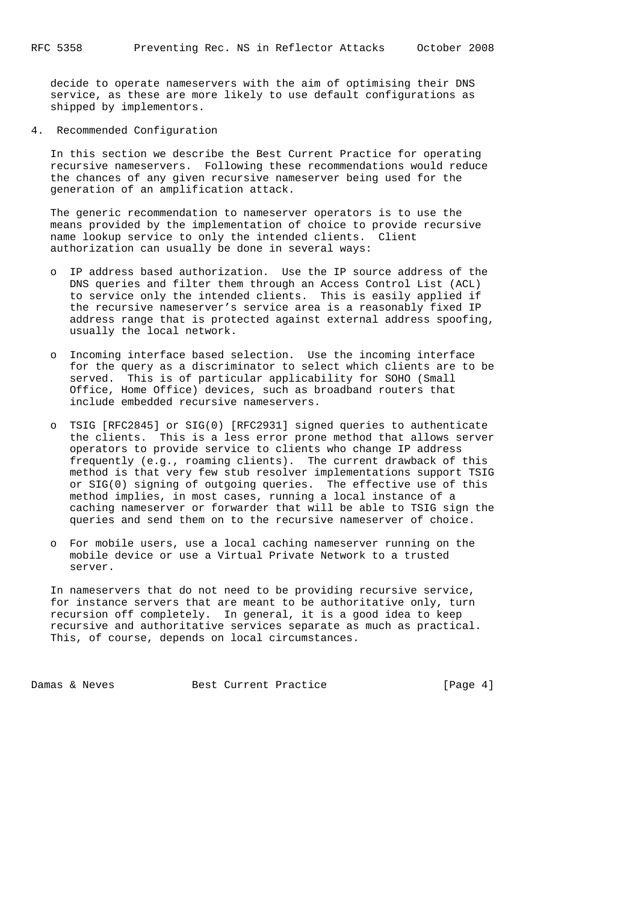decide to operate nameservers with the aim of optimising their DNS service, as these are more likely to use default configurations as shipped by implementors.

## 4. Recommended Configuration

In this section we describe the Best Current Practice for operating recursive nameservers. Following these recommendations would reduce the chances of any given recursive nameserver being used for the generation of an amplification attack.

The generic recommendation to nameserver operators is to use the means provided by the implementation of choice to provide recursive name lookup service to only the intended clients. Client authorization can usually be done in several ways:

- IP address based authorization. Use the IP source address of the DNS queries and filter them through an Access Control List (ACL) to service only the intended clients. This is easily applied if the recursive nameserver's service area is a reasonably fixed IP address range that is protected against external address spoofing, usually the local network.

- Incoming interface based selection. Use the incoming interface for the query as a discriminator to select which clients are to be served. This is of particular applicability for SOHO (Small Office, Home Office) devices, such as broadband routers that include embedded recursive nameservers.

- TSIG [RFC2845] or SIG(0) [RFC2931] signed queries to authenticate the clients. This is a less error prone method that allows server operators to provide service to clients who change IP address frequently (e.g., roaming clients). The current drawback of this method is that very few stub resolver implementations support TSIG or SIG(0) signing of outgoing queries. The effective use of this method implies, in most cases, running a local instance of a caching nameserver or forwarder that will be able to TSIG sign the queries and send them on to the recursive nameserver of choice.

- For mobile users, use a local caching nameserver running on the mobile device or use a Virtual Private Network to a trusted server.

In nameservers that do not need to be providing recursive service, for instance servers that are meant to be authoritative only, turn recursion off completely. In general, it is a good idea to keep recursive and authoritative services separate as much as practical. This, of course, depends on local circumstances.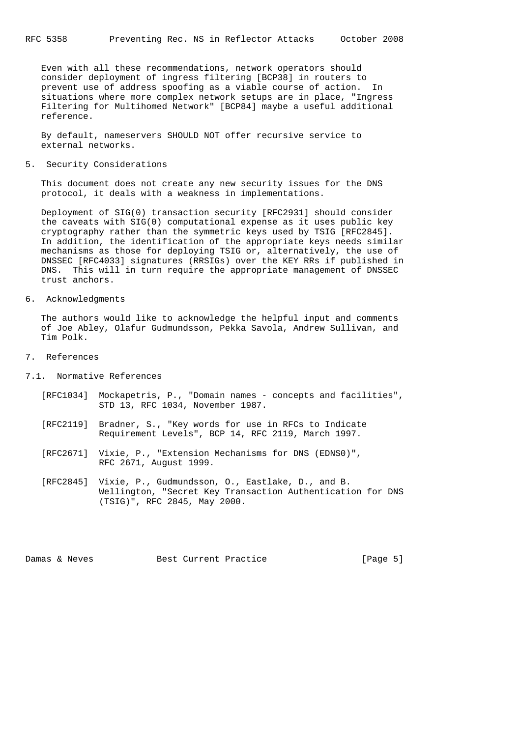Even with all these recommendations, network operators should consider deployment of ingress filtering [BCP38] in routers to prevent use of address spoofing as a viable course of action. In situations where more complex network setups are in place, "Ingress Filtering for Multihomed Network" [BCP84] maybe a useful additional reference.

By default, nameservers SHOULD NOT offer recursive service to external networks.

## 5. Security Considerations

This document does not create any new security issues for the DNS protocol, it deals with a weakness in implementations.

Deployment of SIG(0) transaction security [RFC2931] should consider the caveats with SIG(0) computational expense as it uses public key cryptography rather than the symmetric keys used by TSIG [RFC2845]. In addition, the identification of the appropriate keys needs similar mechanisms as those for deploying TSIG or, alternatively, the use of DNSSEC [RFC4033] signatures (RRSIGs) over the KEY RRs if published in DNS. This will in turn require the appropriate management of DNSSEC trust anchors.

## 6. Acknowledgments

The authors would like to acknowledge the helpful input and comments of Joe Abley, Olafur Gudmundsson, Pekka Savola, Andrew Sullivan, and Tim Polk.

## 7. References

### 7.1. Normative References

[RFC1034] Mockapetris, P., "Domain names - concepts and facilities", STD 13, RFC 1034, November 1987.

[RFC2119] Bradner, S., "Key words for use in RFCs to Indicate Requirement Levels", BCP 14, RFC 2119, March 1997.

[RFC2671] Vixie, P., "Extension Mechanisms for DNS (EDNS0)", RFC 2671, August 1999.

[RFC2845] Vixie, P., Gudmundsson, O., Eastlake, D., and B. Wellington, "Secret Key Transaction Authentication for DNS (TSIG)", RFC 2845, May 2000.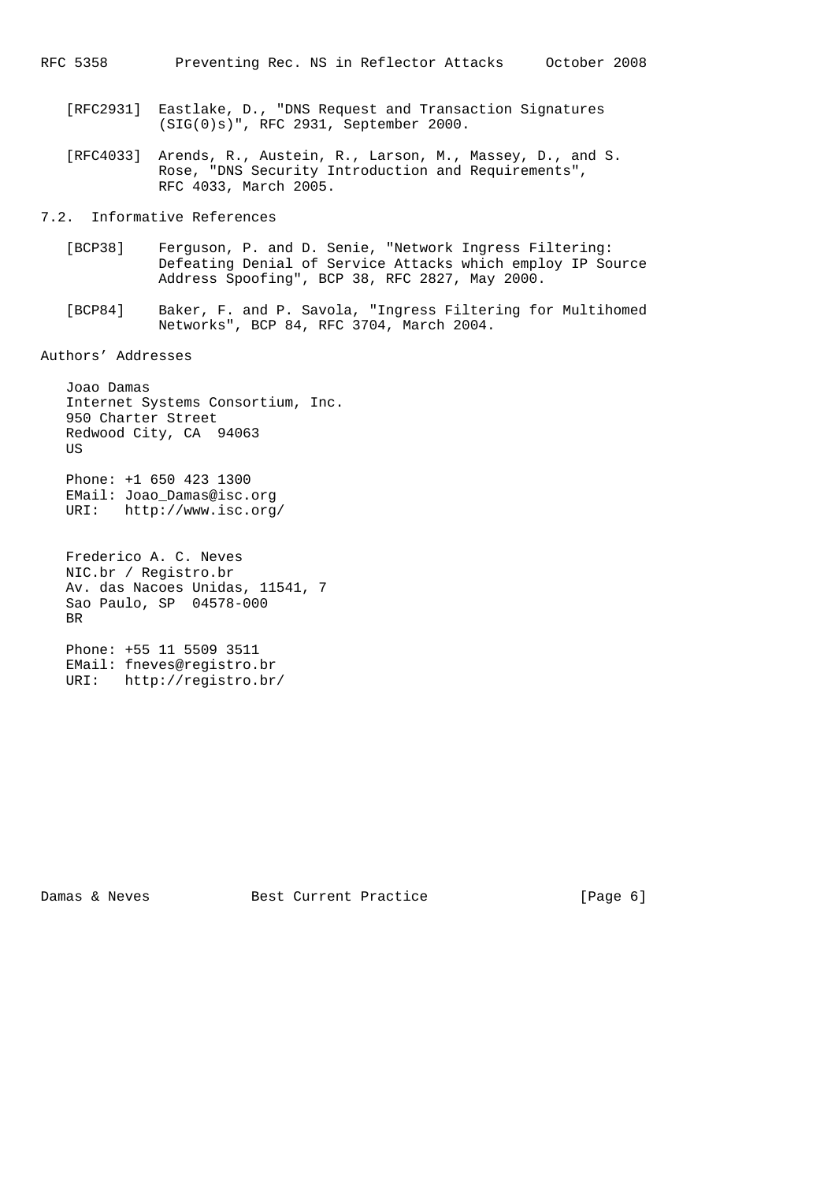[RFC2931] Eastlake, D., "DNS Request and Transaction Signatures (SIG(0)s)", RFC 2931, September 2000.

[RFC4033] Arends, R., Austein, R., Larson, M., Massey, D., and S. Rose, "DNS Security Introduction and Requirements", RFC 4033, March 2005.

## 7.2. Informative References

[BCP38] Ferguson, P. and D. Senie, "Network Ingress Filtering: Defeating Denial of Service Attacks which employ IP Source Address Spoofing", BCP 38, RFC 2827, May 2000.

[BCP84] Baker, F. and P. Savola, "Ingress Filtering for Multihomed Networks", BCP 84, RFC 3704, March 2004.

## Authors' Addresses

Joao Damas
Internet Systems Consortium, Inc.
950 Charter Street
Redwood City, CA 94063
US

Phone: +1 650 423 1300
EMail: Joao_Damas@isc.org
URI: http://www.isc.org/

Frederico A. C. Neves
NIC.br / Registro.br
Av. das Nacoes Unidas, 11541, 7
Sao Paulo, SP 04578-000
BR

Phone: +55 11 5509 3511
EMail: fneves@registro.br
URI: http://registro.br/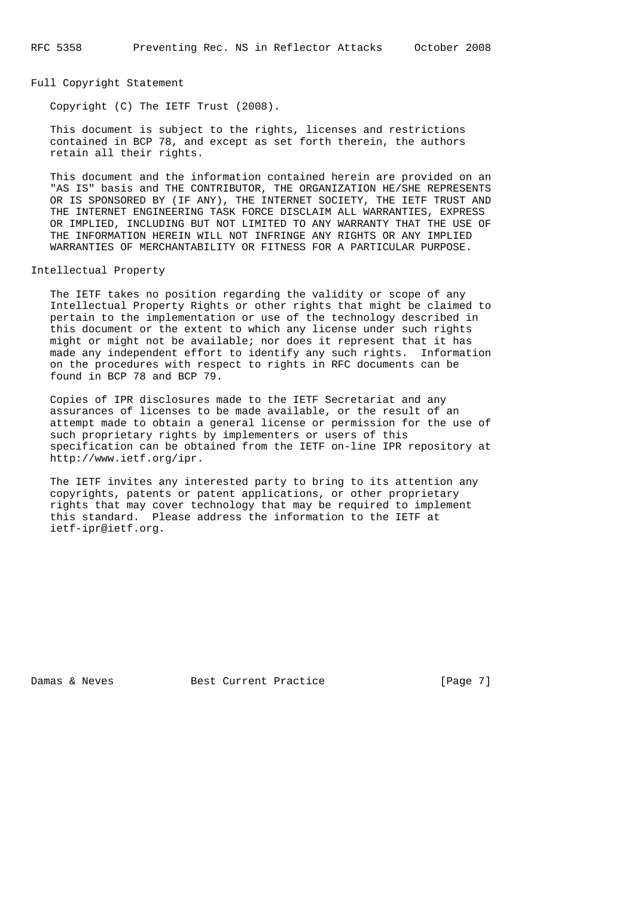## Full Copyright Statement

Copyright (C) The IETF Trust (2008).

This document is subject to the rights, licenses and restrictions contained in BCP 78, and except as set forth therein, the authors retain all their rights.

This document and the information contained herein are provided on an "AS IS" basis and THE CONTRIBUTOR, THE ORGANIZATION HE/SHE REPRESENTS OR IS SPONSORED BY (IF ANY), THE INTERNET SOCIETY, THE IETF TRUST AND THE INTERNET ENGINEERING TASK FORCE DISCLAIM ALL WARRANTIES, EXPRESS OR IMPLIED, INCLUDING BUT NOT LIMITED TO ANY WARRANTY THAT THE USE OF THE INFORMATION HEREIN WILL NOT INFRINGE ANY RIGHTS OR ANY IMPLIED WARRANTIES OF MERCHANTABILITY OR FITNESS FOR A PARTICULAR PURPOSE.

## Intellectual Property

The IETF takes no position regarding the validity or scope of any Intellectual Property Rights or other rights that might be claimed to pertain to the implementation or use of the technology described in this document or the extent to which any license under such rights might or might not be available; nor does it represent that it has made any independent effort to identify any such rights. Information on the procedures with respect to rights in RFC documents can be found in BCP 78 and BCP 79.

Copies of IPR disclosures made to the IETF Secretariat and any assurances of licenses to be made available, or the result of an attempt made to obtain a general license or permission for the use of such proprietary rights by implementers or users of this specification can be obtained from the IETF on-line IPR repository at http://www.ietf.org/ipr.

The IETF invites any interested party to bring to its attention any copyrights, patents or patent applications, or other proprietary rights that may cover technology that may be required to implement this standard. Please address the information to the IETF at ietf-ipr@ietf.org.